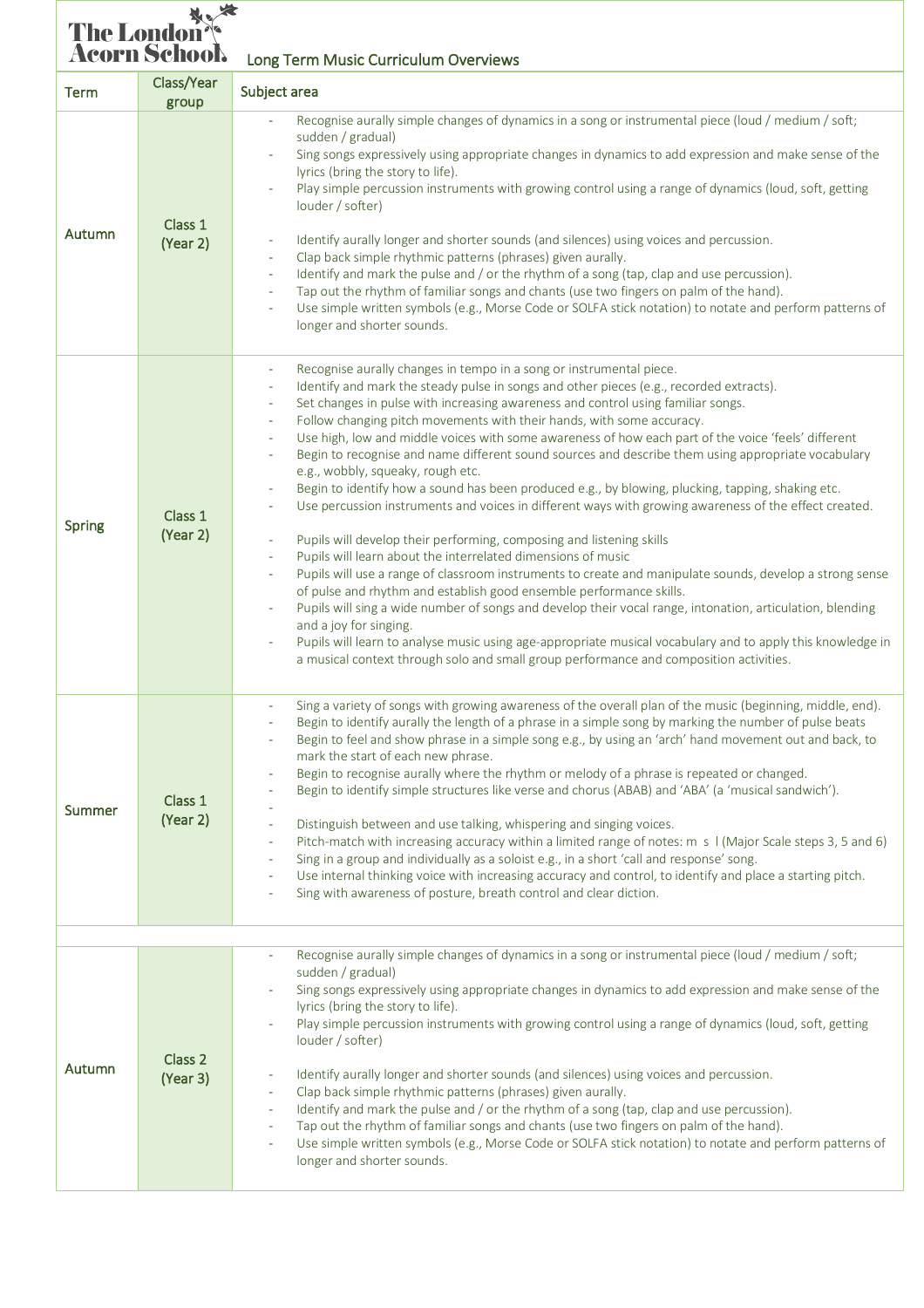The London Acorn School

# Long Term Music Curriculum Overviews

| Term | Class/Year group | Subject area |
|---|---|---|
| Autumn | Class 1 (Year 2) | - Recognise aurally simple changes of dynamics in a song or instrumental piece (loud / medium / soft; sudden / gradual)<br>- Sing songs expressively using appropriate changes in dynamics to add expression and make sense of the lyrics (bring the story to life).<br>- Play simple percussion instruments with growing control using a range of dynamics (loud, soft, getting louder / softer)<br><br>- Identify aurally longer and shorter sounds (and silences) using voices and percussion.<br>- Clap back simple rhythmic patterns (phrases) given aurally.<br>- Identify and mark the pulse and / or the rhythm of a song (tap, clap and use percussion).<br>- Tap out the rhythm of familiar songs and chants (use two fingers on palm of the hand).<br>- Use simple written symbols (e.g., Morse Code or SOLFA stick notation) to notate and perform patterns of longer and shorter sounds. |
| Spring | Class 1 (Year 2) | - Recognise aurally changes in tempo in a song or instrumental piece.<br>- Identify and mark the steady pulse in songs and other pieces (e.g., recorded extracts).<br>- Set changes in pulse with increasing awareness and control using familiar songs.<br>- Follow changing pitch movements with their hands, with some accuracy.<br>- Use high, low and middle voices with some awareness of how each part of the voice 'feels' different<br>- Begin to recognise and name different sound sources and describe them using appropriate vocabulary e.g., wobbly, squeaky, rough etc.<br>- Begin to identify how a sound has been produced e.g., by blowing, plucking, tapping, shaking etc.<br>- Use percussion instruments and voices in different ways with growing awareness of the effect created.<br><br>- Pupils will develop their performing, composing and listening skills<br>- Pupils will learn about the interrelated dimensions of music<br>- Pupils will use a range of classroom instruments to create and manipulate sounds, develop a strong sense of pulse and rhythm and establish good ensemble performance skills.<br>- Pupils will sing a wide number of songs and develop their vocal range, intonation, articulation, blending and a joy for singing.<br>- Pupils will learn to analyse music using age-appropriate musical vocabulary and to apply this knowledge in a musical context through solo and small group performance and composition activities. |
| Summer | Class 1 (Year 2) | - Sing a variety of songs with growing awareness of the overall plan of the music (beginning, middle, end).<br>- Begin to identify aurally the length of a phrase in a simple song by marking the number of pulse beats<br>- Begin to feel and show phrase in a simple song e.g., by using an 'arch' hand movement out and back, to mark the start of each new phrase.<br>- Begin to recognise aurally where the rhythm or melody of a phrase is repeated or changed.<br>- Begin to identify simple structures like verse and chorus (ABAB) and 'ABA' (a 'musical sandwich').<br>-<br>- Distinguish between and use talking, whispering and singing voices.<br>- Pitch-match with increasing accuracy within a limited range of notes: m s l (Major Scale steps 3, 5 and 6)<br>- Sing in a group and individually as a soloist e.g., in a short 'call and response' song.<br>- Use internal thinking voice with increasing accuracy and control, to identify and place a starting pitch.<br>- Sing with awareness of posture, breath control and clear diction. |
| | | |
| Autumn | Class 2 (Year 3) | - Recognise aurally simple changes of dynamics in a song or instrumental piece (loud / medium / soft; sudden / gradual)<br>- Sing songs expressively using appropriate changes in dynamics to add expression and make sense of the lyrics (bring the story to life).<br>- Play simple percussion instruments with growing control using a range of dynamics (loud, soft, getting louder / softer)<br><br>- Identify aurally longer and shorter sounds (and silences) using voices and percussion.<br>- Clap back simple rhythmic patterns (phrases) given aurally.<br>- Identify and mark the pulse and / or the rhythm of a song (tap, clap and use percussion).<br>- Tap out the rhythm of familiar songs and chants (use two fingers on palm of the hand).<br>- Use simple written symbols (e.g., Morse Code or SOLFA stick notation) to notate and perform patterns of longer and shorter sounds. |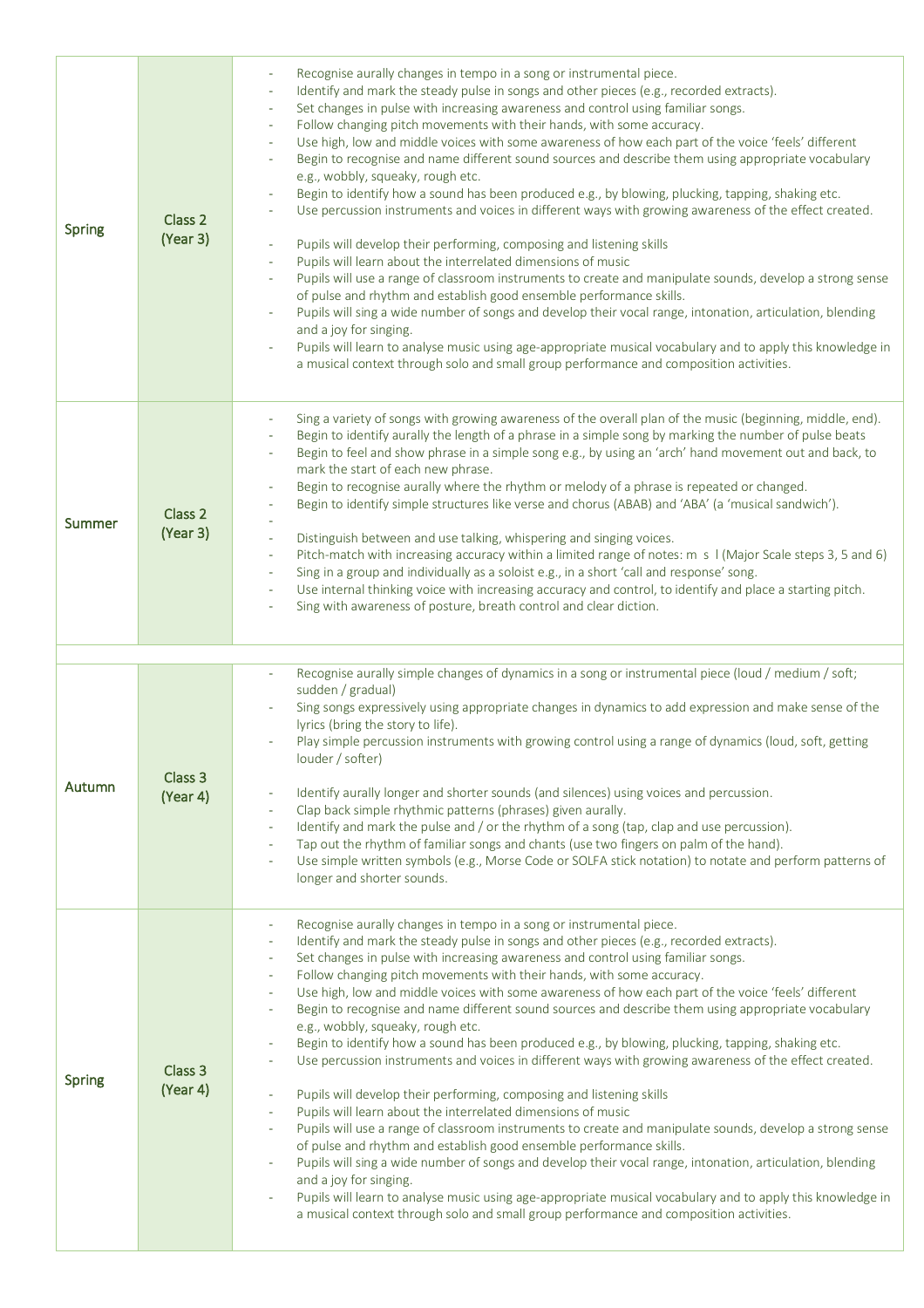| | | |
|---|---|---|
| Spring | Class 2 (Year 3) | - Recognise aurally changes in tempo in a song or instrumental piece.<br>- Identify and mark the steady pulse in songs and other pieces (e.g., recorded extracts).<br>- Set changes in pulse with increasing awareness and control using familiar songs.<br>- Follow changing pitch movements with their hands, with some accuracy.<br>- Use high, low and middle voices with some awareness of how each part of the voice 'feels' different<br>- Begin to recognise and name different sound sources and describe them using appropriate vocabulary e.g., wobbly, squeaky, rough etc.<br>- Begin to identify how a sound has been produced e.g., by blowing, plucking, tapping, shaking etc.<br>- Use percussion instruments and voices in different ways with growing awareness of the effect created.<br><br>- Pupils will develop their performing, composing and listening skills<br>- Pupils will learn about the interrelated dimensions of music<br>- Pupils will use a range of classroom instruments to create and manipulate sounds, develop a strong sense of pulse and rhythm and establish good ensemble performance skills.<br>- Pupils will sing a wide number of songs and develop their vocal range, intonation, articulation, blending and a joy for singing.<br>- Pupils will learn to analyse music using age-appropriate musical vocabulary and to apply this knowledge in a musical context through solo and small group performance and composition activities. |
| Summer | Class 2 (Year 3) | - Sing a variety of songs with growing awareness of the overall plan of the music (beginning, middle, end).<br>- Begin to identify aurally the length of a phrase in a simple song by marking the number of pulse beats<br>- Begin to feel and show phrase in a simple song e.g., by using an 'arch' hand movement out and back, to mark the start of each new phrase.<br>- Begin to recognise aurally where the rhythm or melody of a phrase is repeated or changed.<br>- Begin to identify simple structures like verse and chorus (ABAB) and 'ABA' (a 'musical sandwich').<br>-<br>- Distinguish between and use talking, whispering and singing voices.<br>- Pitch-match with increasing accuracy within a limited range of notes: m s l (Major Scale steps 3, 5 and 6)<br>- Sing in a group and individually as a soloist e.g., in a short 'call and response' song.<br>- Use internal thinking voice with increasing accuracy and control, to identify and place a starting pitch.<br>- Sing with awareness of posture, breath control and clear diction. |
| | | |
| Autumn | Class 3 (Year 4) | - Recognise aurally simple changes of dynamics in a song or instrumental piece (loud / medium / soft; sudden / gradual)<br>- Sing songs expressively using appropriate changes in dynamics to add expression and make sense of the lyrics (bring the story to life).<br>- Play simple percussion instruments with growing control using a range of dynamics (loud, soft, getting louder / softer)<br><br>- Identify aurally longer and shorter sounds (and silences) using voices and percussion.<br>- Clap back simple rhythmic patterns (phrases) given aurally.<br>- Identify and mark the pulse and / or the rhythm of a song (tap, clap and use percussion).<br>- Tap out the rhythm of familiar songs and chants (use two fingers on palm of the hand).<br>- Use simple written symbols (e.g., Morse Code or SOLFA stick notation) to notate and perform patterns of longer and shorter sounds. |
| Spring | Class 3 (Year 4) | - Recognise aurally changes in tempo in a song or instrumental piece.<br>- Identify and mark the steady pulse in songs and other pieces (e.g., recorded extracts).<br>- Set changes in pulse with increasing awareness and control using familiar songs.<br>- Follow changing pitch movements with their hands, with some accuracy.<br>- Use high, low and middle voices with some awareness of how each part of the voice 'feels' different<br>- Begin to recognise and name different sound sources and describe them using appropriate vocabulary e.g., wobbly, squeaky, rough etc.<br>- Begin to identify how a sound has been produced e.g., by blowing, plucking, tapping, shaking etc.<br>- Use percussion instruments and voices in different ways with growing awareness of the effect created.<br><br>- Pupils will develop their performing, composing and listening skills<br>- Pupils will learn about the interrelated dimensions of music<br>- Pupils will use a range of classroom instruments to create and manipulate sounds, develop a strong sense of pulse and rhythm and establish good ensemble performance skills.<br>- Pupils will sing a wide number of songs and develop their vocal range, intonation, articulation, blending and a joy for singing.<br>- Pupils will learn to analyse music using age-appropriate musical vocabulary and to apply this knowledge in a musical context through solo and small group performance and composition activities. |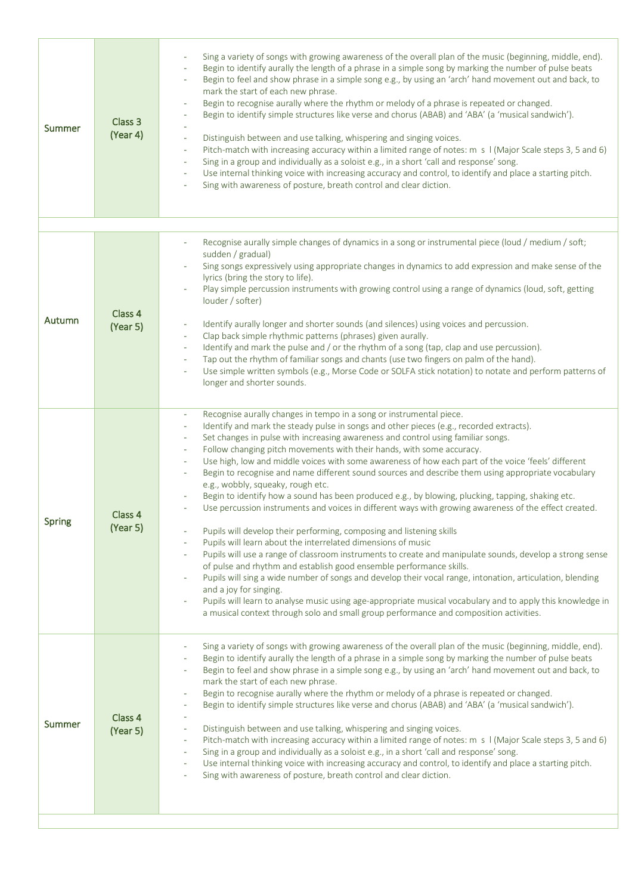| | | |
|---|---|---|
| Summer | Class 3 (Year 4) | - Sing a variety of songs with growing awareness of the overall plan of the music (beginning, middle, end).<br>- Begin to identify aurally the length of a phrase in a simple song by marking the number of pulse beats<br>- Begin to feel and show phrase in a simple song e.g., by using an 'arch' hand movement out and back, to mark the start of each new phrase.<br>- Begin to recognise aurally where the rhythm or melody of a phrase is repeated or changed.<br>- Begin to identify simple structures like verse and chorus (ABAB) and 'ABA' (a 'musical sandwich').<br>-<br>- Distinguish between and use talking, whispering and singing voices.<br>- Pitch-match with increasing accuracy within a limited range of notes: m s l (Major Scale steps 3, 5 and 6)<br>- Sing in a group and individually as a soloist e.g., in a short 'call and response' song.<br>- Use internal thinking voice with increasing accuracy and control, to identify and place a starting pitch.<br>- Sing with awareness of posture, breath control and clear diction. |
| | | |
| Autumn | Class 4 (Year 5) | - Recognise aurally simple changes of dynamics in a song or instrumental piece (loud / medium / soft; sudden / gradual)<br>- Sing songs expressively using appropriate changes in dynamics to add expression and make sense of the lyrics (bring the story to life).<br>- Play simple percussion instruments with growing control using a range of dynamics (loud, soft, getting louder / softer)<br><br>- Identify aurally longer and shorter sounds (and silences) using voices and percussion.<br>- Clap back simple rhythmic patterns (phrases) given aurally.<br>- Identify and mark the pulse and / or the rhythm of a song (tap, clap and use percussion).<br>- Tap out the rhythm of familiar songs and chants (use two fingers on palm of the hand).<br>- Use simple written symbols (e.g., Morse Code or SOLFA stick notation) to notate and perform patterns of longer and shorter sounds. |
| Spring | Class 4 (Year 5) | - Recognise aurally changes in tempo in a song or instrumental piece.<br>- Identify and mark the steady pulse in songs and other pieces (e.g., recorded extracts).<br>- Set changes in pulse with increasing awareness and control using familiar songs.<br>- Follow changing pitch movements with their hands, with some accuracy.<br>- Use high, low and middle voices with some awareness of how each part of the voice 'feels' different<br>- Begin to recognise and name different sound sources and describe them using appropriate vocabulary e.g., wobbly, squeaky, rough etc.<br>- Begin to identify how a sound has been produced e.g., by blowing, plucking, tapping, shaking etc.<br>- Use percussion instruments and voices in different ways with growing awareness of the effect created.<br><br>- Pupils will develop their performing, composing and listening skills<br>- Pupils will learn about the interrelated dimensions of music<br>- Pupils will use a range of classroom instruments to create and manipulate sounds, develop a strong sense of pulse and rhythm and establish good ensemble performance skills.<br>- Pupils will sing a wide number of songs and develop their vocal range, intonation, articulation, blending and a joy for singing.<br>- Pupils will learn to analyse music using age-appropriate musical vocabulary and to apply this knowledge in a musical context through solo and small group performance and composition activities. |
| Summer | Class 4 (Year 5) | - Sing a variety of songs with growing awareness of the overall plan of the music (beginning, middle, end).<br>- Begin to identify aurally the length of a phrase in a simple song by marking the number of pulse beats<br>- Begin to feel and show phrase in a simple song e.g., by using an 'arch' hand movement out and back, to mark the start of each new phrase.<br>- Begin to recognise aurally where the rhythm or melody of a phrase is repeated or changed.<br>- Begin to identify simple structures like verse and chorus (ABAB) and 'ABA' (a 'musical sandwich').<br>-<br>- Distinguish between and use talking, whispering and singing voices.<br>- Pitch-match with increasing accuracy within a limited range of notes: m s l (Major Scale steps 3, 5 and 6)<br>- Sing in a group and individually as a soloist e.g., in a short 'call and response' song.<br>- Use internal thinking voice with increasing accuracy and control, to identify and place a starting pitch.<br>- Sing with awareness of posture, breath control and clear diction. |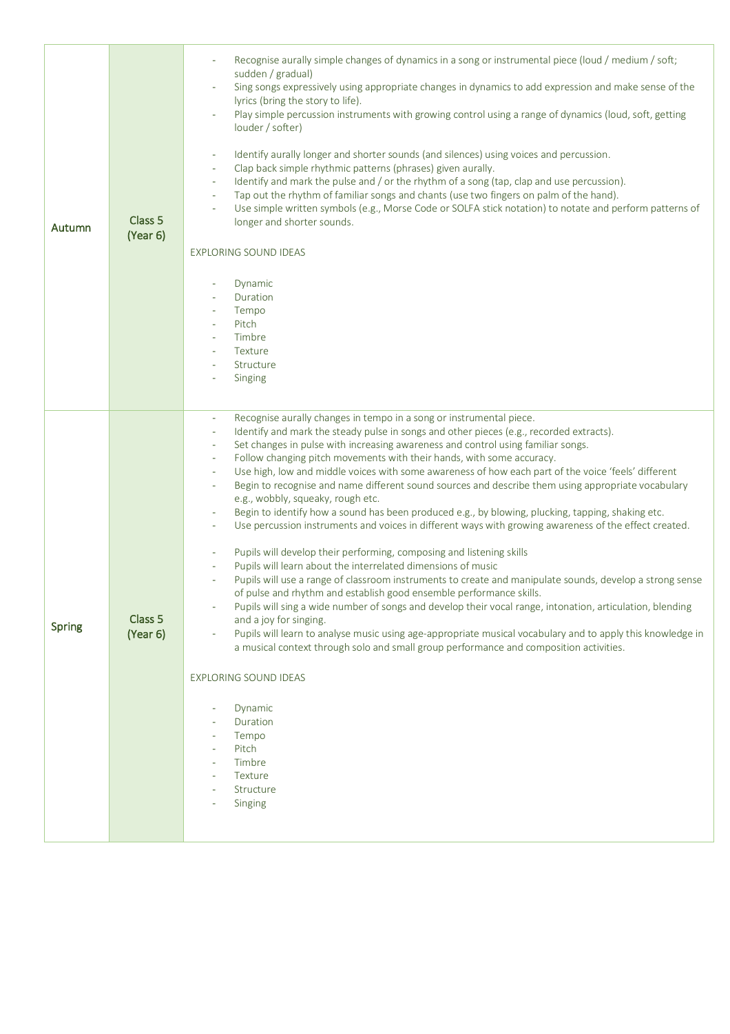| | | |
|---|---|---|
| Autumn | Class 5 (Year 6) | - Recognise aurally simple changes of dynamics in a song or instrumental piece (loud / medium / soft; sudden / gradual)<br>- Sing songs expressively using appropriate changes in dynamics to add expression and make sense of the lyrics (bring the story to life).<br>- Play simple percussion instruments with growing control using a range of dynamics (loud, soft, getting louder / softer)<br><br>- Identify aurally longer and shorter sounds (and silences) using voices and percussion.<br>- Clap back simple rhythmic patterns (phrases) given aurally.<br>- Identify and mark the pulse and / or the rhythm of a song (tap, clap and use percussion).<br>- Tap out the rhythm of familiar songs and chants (use two fingers on palm of the hand).<br>- Use simple written symbols (e.g., Morse Code or SOLFA stick notation) to notate and perform patterns of longer and shorter sounds.<br><br>EXPLORING SOUND IDEAS<br><br>- Dynamic<br>- Duration<br>- Tempo<br>- Pitch<br>- Timbre<br>- Texture<br>- Structure<br>- Singing |
| Spring | Class 5 (Year 6) | - Recognise aurally changes in tempo in a song or instrumental piece.<br>- Identify and mark the steady pulse in songs and other pieces (e.g., recorded extracts).<br>- Set changes in pulse with increasing awareness and control using familiar songs.<br>- Follow changing pitch movements with their hands, with some accuracy.<br>- Use high, low and middle voices with some awareness of how each part of the voice 'feels' different<br>- Begin to recognise and name different sound sources and describe them using appropriate vocabulary e.g., wobbly, squeaky, rough etc.<br>- Begin to identify how a sound has been produced e.g., by blowing, plucking, tapping, shaking etc.<br>- Use percussion instruments and voices in different ways with growing awareness of the effect created.<br><br>- Pupils will develop their performing, composing and listening skills<br>- Pupils will learn about the interrelated dimensions of music<br>- Pupils will use a range of classroom instruments to create and manipulate sounds, develop a strong sense of pulse and rhythm and establish good ensemble performance skills.<br>- Pupils will sing a wide number of songs and develop their vocal range, intonation, articulation, blending and a joy for singing.<br>- Pupils will learn to analyse music using age-appropriate musical vocabulary and to apply this knowledge in a musical context through solo and small group performance and composition activities.<br><br>EXPLORING SOUND IDEAS<br><br>- Dynamic<br>- Duration<br>- Tempo<br>- Pitch<br>- Timbre<br>- Texture<br>- Structure<br>- Singing |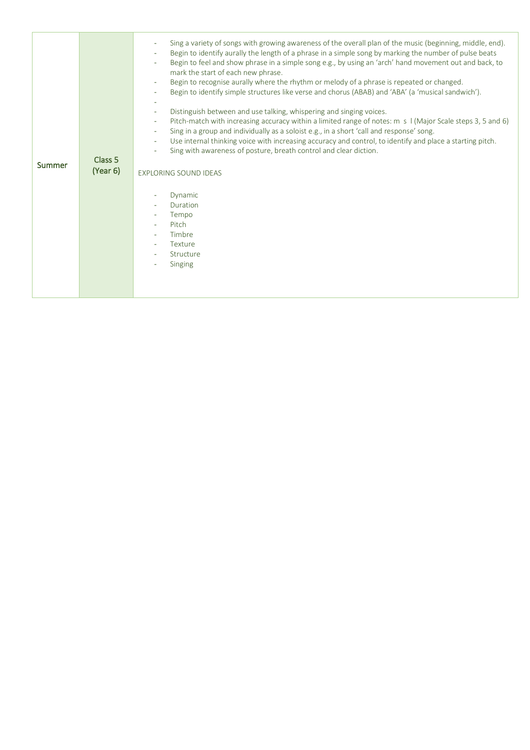| | | |
|---|---|---|
| Summer | Class 5 (Year 6) | - Sing a variety of songs with growing awareness of the overall plan of the music (beginning, middle, end).<br>- Begin to identify aurally the length of a phrase in a simple song by marking the number of pulse beats<br>- Begin to feel and show phrase in a simple song e.g., by using an 'arch' hand movement out and back, to mark the start of each new phrase.<br>- Begin to recognise aurally where the rhythm or melody of a phrase is repeated or changed.<br>- Begin to identify simple structures like verse and chorus (ABAB) and 'ABA' (a 'musical sandwich').<br>-<br>- Distinguish between and use talking, whispering and singing voices.<br>- Pitch-match with increasing accuracy within a limited range of notes: m s l (Major Scale steps 3, 5 and 6)<br>- Sing in a group and individually as a soloist e.g., in a short 'call and response' song.<br>- Use internal thinking voice with increasing accuracy and control, to identify and place a starting pitch.<br>- Sing with awareness of posture, breath control and clear diction.<br><br>EXPLORING SOUND IDEAS<br><br>- Dynamic<br>- Duration<br>- Tempo<br>- Pitch<br>- Timbre<br>- Texture<br>- Structure<br>- Singing |